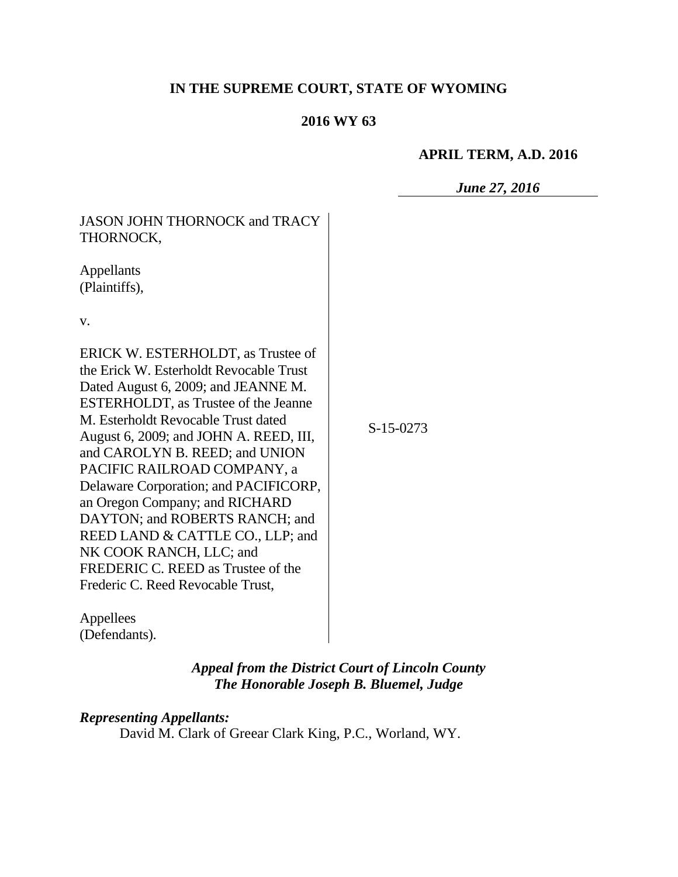**IN THE SUPREME COURT, STATE OF WYOMING**

**2016 WY 63**

**APRIL TERM, A.D. 2016**

***June 27, 2016***

JASON JOHN THORNOCK and TRACY THORNOCK,

Appellants
(Plaintiffs),

v.

ERICK W. ESTERHOLDT, as Trustee of the Erick W. Esterholdt Revocable Trust Dated August 6, 2009; and JEANNE M. ESTERHOLDT, as Trustee of the Jeanne M. Esterholdt Revocable Trust dated August 6, 2009; and JOHN A. REED, III, and CAROLYN B. REED; and UNION PACIFIC RAILROAD COMPANY, a Delaware Corporation; and PACIFICORP, an Oregon Company; and RICHARD DAYTON; and ROBERTS RANCH; and REED LAND & CATTLE CO., LLP; and NK COOK RANCH, LLC; and FREDERIC C. REED as Trustee of the Frederic C. Reed Revocable Trust,

Appellees
(Defendants).

S-15-0273

***Appeal from the District Court of Lincoln County***
***The Honorable Joseph B. Bluemel, Judge***

***Representing Appellants:***

David M. Clark of Greear Clark King, P.C., Worland, WY.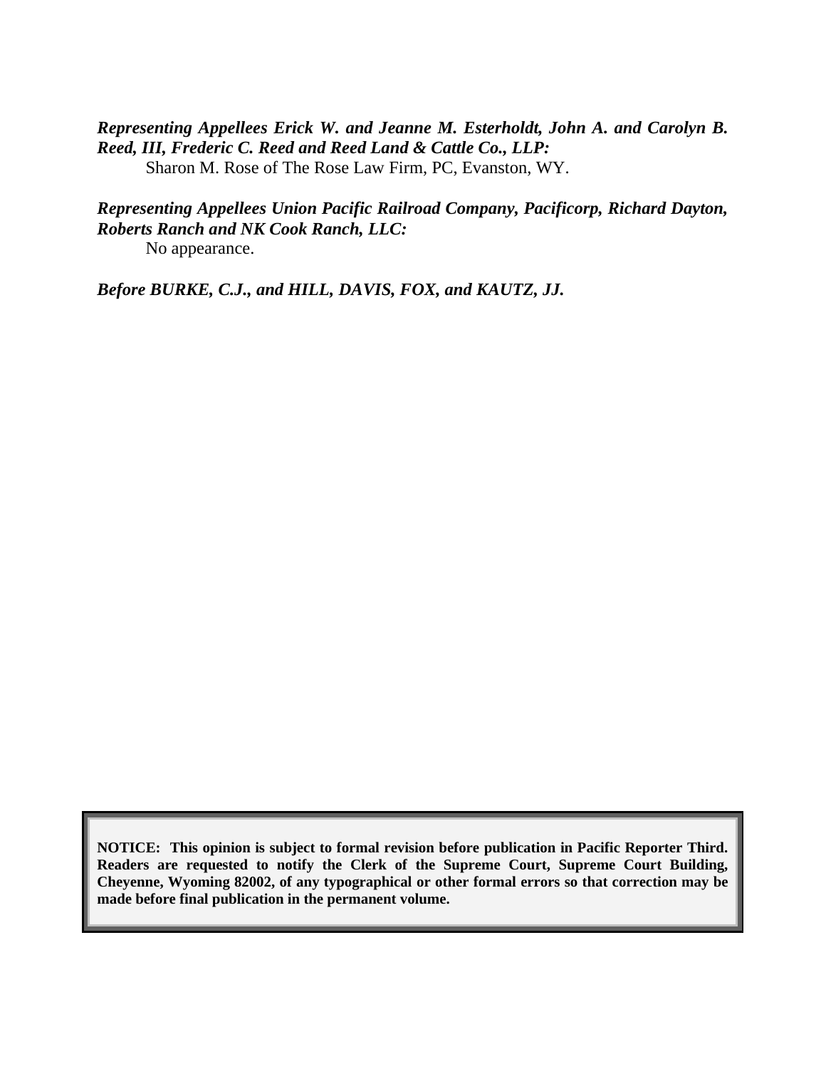***Representing Appellees Erick W. and Jeanne M. Esterholdt, John A. and Carolyn B. Reed, III, Frederic C. Reed and Reed Land & Cattle Co., LLP:***
Sharon M. Rose of The Rose Law Firm, PC, Evanston, WY.

***Representing Appellees Union Pacific Railroad Company, Pacificorp, Richard Dayton, Roberts Ranch and NK Cook Ranch, LLC:***
No appearance.

***Before BURKE, C.J., and HILL, DAVIS, FOX, and KAUTZ, JJ.***

**NOTICE: This opinion is subject to formal revision before publication in Pacific Reporter Third. Readers are requested to notify the Clerk of the Supreme Court, Supreme Court Building, Cheyenne, Wyoming 82002, of any typographical or other formal errors so that correction may be made before final publication in the permanent volume.**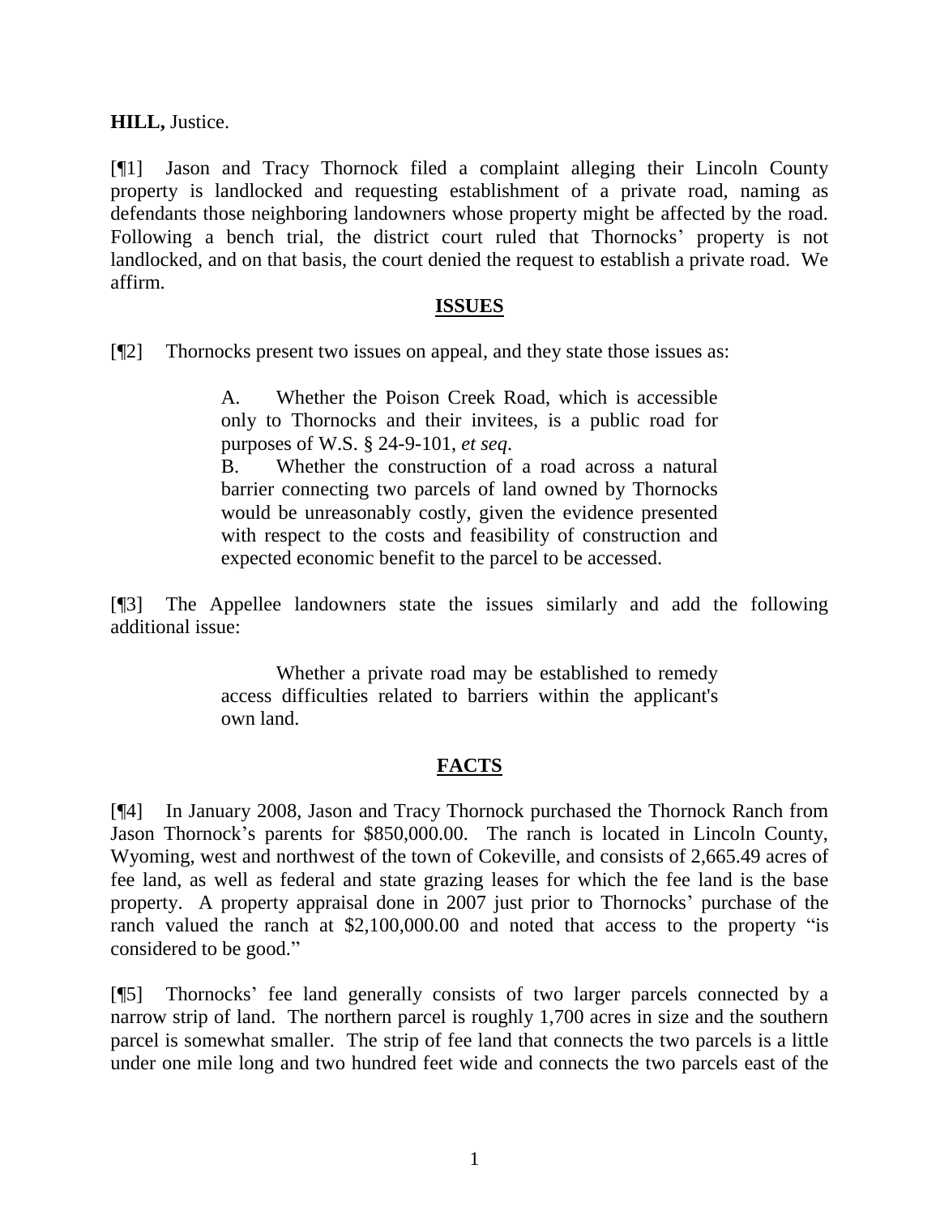**HILL,** Justice.

[¶1] Jason and Tracy Thornock filed a complaint alleging their Lincoln County property is landlocked and requesting establishment of a private road, naming as defendants those neighboring landowners whose property might be affected by the road. Following a bench trial, the district court ruled that Thornocks' property is not landlocked, and on that basis, the court denied the request to establish a private road. We affirm.

## ISSUES

[¶2] Thornocks present two issues on appeal, and they state those issues as:

> A. Whether the Poison Creek Road, which is accessible only to Thornocks and their invitees, is a public road for purposes of W.S. § 24-9-101, *et seq*.
>
> B. Whether the construction of a road across a natural barrier connecting two parcels of land owned by Thornocks would be unreasonably costly, given the evidence presented with respect to the costs and feasibility of construction and expected economic benefit to the parcel to be accessed.

[¶3] The Appellee landowners state the issues similarly and add the following additional issue:

> Whether a private road may be established to remedy access difficulties related to barriers within the applicant's own land.

## FACTS

[¶4] In January 2008, Jason and Tracy Thornock purchased the Thornock Ranch from Jason Thornock's parents for $850,000.00. The ranch is located in Lincoln County, Wyoming, west and northwest of the town of Cokeville, and consists of 2,665.49 acres of fee land, as well as federal and state grazing leases for which the fee land is the base property. A property appraisal done in 2007 just prior to Thornocks' purchase of the ranch valued the ranch at $2,100,000.00 and noted that access to the property "is considered to be good."

[¶5] Thornocks' fee land generally consists of two larger parcels connected by a narrow strip of land. The northern parcel is roughly 1,700 acres in size and the southern parcel is somewhat smaller. The strip of fee land that connects the two parcels is a little under one mile long and two hundred feet wide and connects the two parcels east of the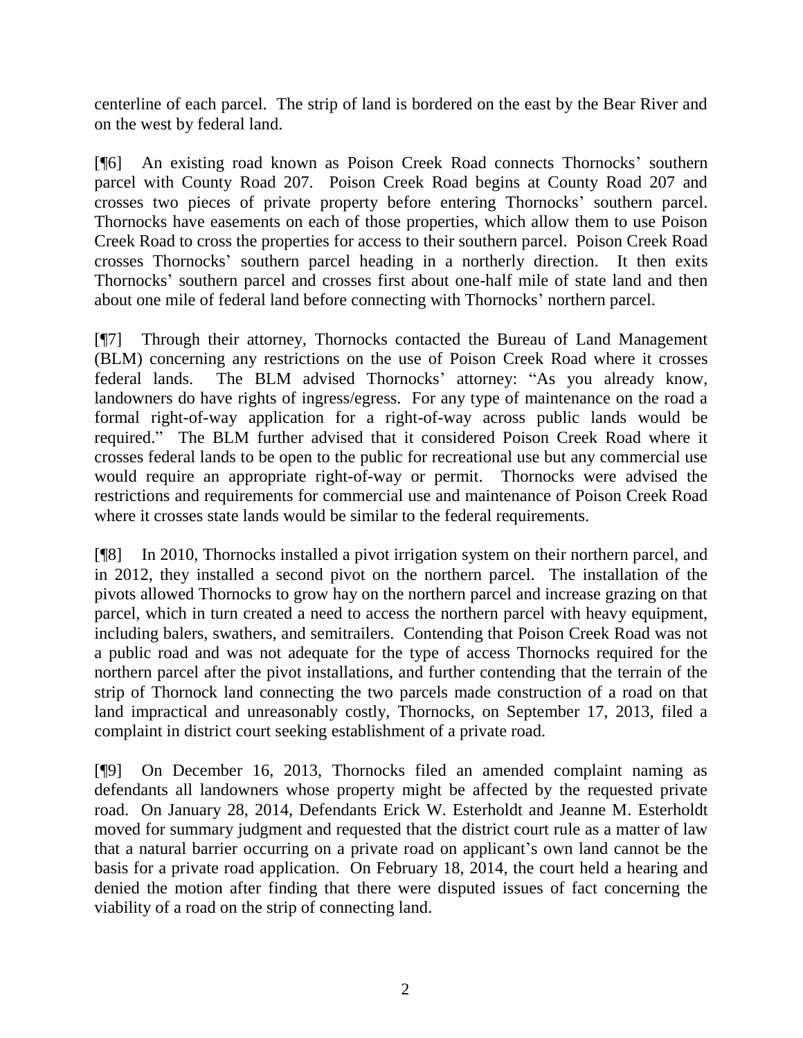centerline of each parcel. The strip of land is bordered on the east by the Bear River and on the west by federal land.

[¶6] An existing road known as Poison Creek Road connects Thornocks' southern parcel with County Road 207. Poison Creek Road begins at County Road 207 and crosses two pieces of private property before entering Thornocks' southern parcel. Thornocks have easements on each of those properties, which allow them to use Poison Creek Road to cross the properties for access to their southern parcel. Poison Creek Road crosses Thornocks' southern parcel heading in a northerly direction. It then exits Thornocks' southern parcel and crosses first about one-half mile of state land and then about one mile of federal land before connecting with Thornocks' northern parcel.

[¶7] Through their attorney, Thornocks contacted the Bureau of Land Management (BLM) concerning any restrictions on the use of Poison Creek Road where it crosses federal lands. The BLM advised Thornocks' attorney: "As you already know, landowners do have rights of ingress/egress. For any type of maintenance on the road a formal right-of-way application for a right-of-way across public lands would be required." The BLM further advised that it considered Poison Creek Road where it crosses federal lands to be open to the public for recreational use but any commercial use would require an appropriate right-of-way or permit. Thornocks were advised the restrictions and requirements for commercial use and maintenance of Poison Creek Road where it crosses state lands would be similar to the federal requirements.

[¶8] In 2010, Thornocks installed a pivot irrigation system on their northern parcel, and in 2012, they installed a second pivot on the northern parcel. The installation of the pivots allowed Thornocks to grow hay on the northern parcel and increase grazing on that parcel, which in turn created a need to access the northern parcel with heavy equipment, including balers, swathers, and semitrailers. Contending that Poison Creek Road was not a public road and was not adequate for the type of access Thornocks required for the northern parcel after the pivot installations, and further contending that the terrain of the strip of Thornock land connecting the two parcels made construction of a road on that land impractical and unreasonably costly, Thornocks, on September 17, 2013, filed a complaint in district court seeking establishment of a private road.

[¶9] On December 16, 2013, Thornocks filed an amended complaint naming as defendants all landowners whose property might be affected by the requested private road. On January 28, 2014, Defendants Erick W. Esterholdt and Jeanne M. Esterholdt moved for summary judgment and requested that the district court rule as a matter of law that a natural barrier occurring on a private road on applicant's own land cannot be the basis for a private road application. On February 18, 2014, the court held a hearing and denied the motion after finding that there were disputed issues of fact concerning the viability of a road on the strip of connecting land.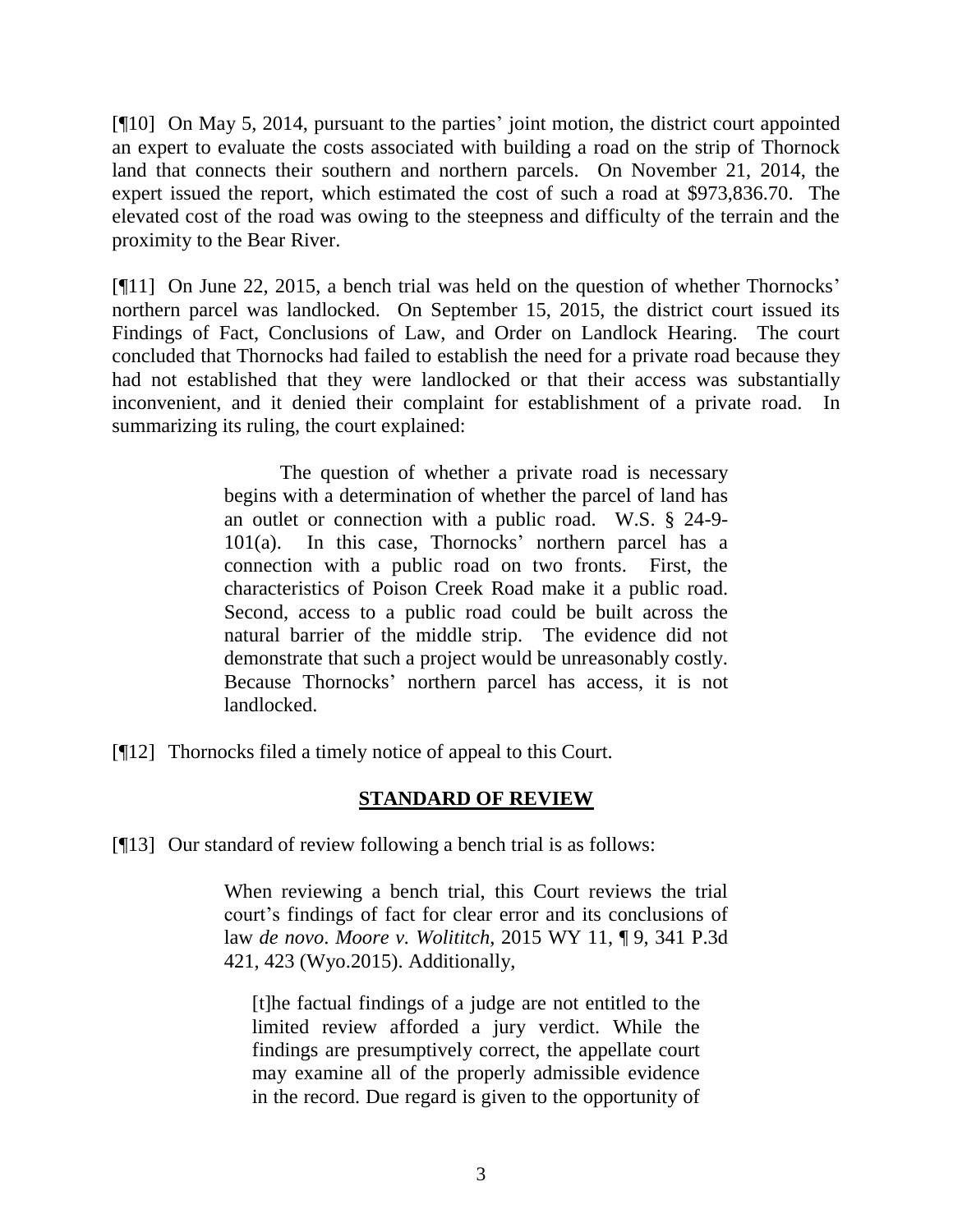[¶10] On May 5, 2014, pursuant to the parties' joint motion, the district court appointed an expert to evaluate the costs associated with building a road on the strip of Thornock land that connects their southern and northern parcels. On November 21, 2014, the expert issued the report, which estimated the cost of such a road at $973,836.70. The elevated cost of the road was owing to the steepness and difficulty of the terrain and the proximity to the Bear River.

[¶11] On June 22, 2015, a bench trial was held on the question of whether Thornocks' northern parcel was landlocked. On September 15, 2015, the district court issued its Findings of Fact, Conclusions of Law, and Order on Landlock Hearing. The court concluded that Thornocks had failed to establish the need for a private road because they had not established that they were landlocked or that their access was substantially inconvenient, and it denied their complaint for establishment of a private road. In summarizing its ruling, the court explained:

> The question of whether a private road is necessary begins with a determination of whether the parcel of land has an outlet or connection with a public road. W.S. § 24-9-101(a). In this case, Thornocks' northern parcel has a connection with a public road on two fronts. First, the characteristics of Poison Creek Road make it a public road. Second, access to a public road could be built across the natural barrier of the middle strip. The evidence did not demonstrate that such a project would be unreasonably costly. Because Thornocks' northern parcel has access, it is not landlocked.

[¶12] Thornocks filed a timely notice of appeal to this Court.

## STANDARD OF REVIEW

[¶13] Our standard of review following a bench trial is as follows:

> When reviewing a bench trial, this Court reviews the trial court's findings of fact for clear error and its conclusions of law *de novo*. *Moore v. Wolititch*, 2015 WY 11, ¶ 9, 341 P.3d 421, 423 (Wyo.2015). Additionally,
>
> > [t]he factual findings of a judge are not entitled to the limited review afforded a jury verdict. While the findings are presumptively correct, the appellate court may examine all of the properly admissible evidence in the record. Due regard is given to the opportunity of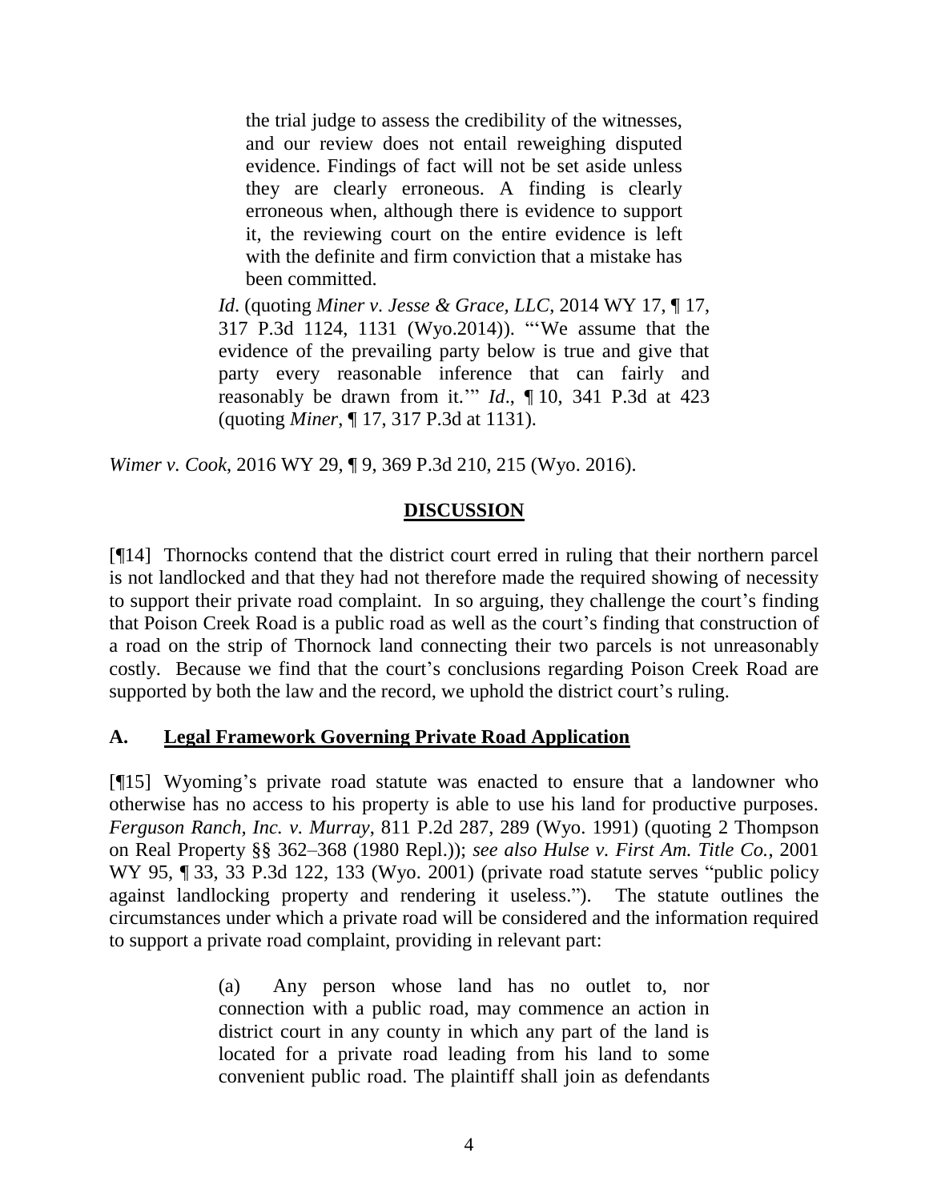> the trial judge to assess the credibility of the witnesses, and our review does not entail reweighing disputed evidence. Findings of fact will not be set aside unless they are clearly erroneous. A finding is clearly erroneous when, although there is evidence to support it, the reviewing court on the entire evidence is left with the definite and firm conviction that a mistake has been committed.
>
> *Id*. (quoting *Miner v. Jesse & Grace, LLC*, 2014 WY 17, ¶ 17, 317 P.3d 1124, 1131 (Wyo.2014)). "'We assume that the evidence of the prevailing party below is true and give that party every reasonable inference that can fairly and reasonably be drawn from it.'" *Id*., ¶ 10, 341 P.3d at 423 (quoting *Miner*, ¶ 17, 317 P.3d at 1131).

*Wimer v. Cook*, 2016 WY 29, ¶ 9, 369 P.3d 210, 215 (Wyo. 2016).

## DISCUSSION

[¶14] Thornocks contend that the district court erred in ruling that their northern parcel is not landlocked and that they had not therefore made the required showing of necessity to support their private road complaint. In so arguing, they challenge the court's finding that Poison Creek Road is a public road as well as the court's finding that construction of a road on the strip of Thornock land connecting their two parcels is not unreasonably costly. Because we find that the court's conclusions regarding Poison Creek Road are supported by both the law and the record, we uphold the district court's ruling.

### A. Legal Framework Governing Private Road Application

[¶15] Wyoming's private road statute was enacted to ensure that a landowner who otherwise has no access to his property is able to use his land for productive purposes. *Ferguson Ranch, Inc. v. Murray*, 811 P.2d 287, 289 (Wyo. 1991) (quoting 2 Thompson on Real Property §§ 362–368 (1980 Repl.)); *see also Hulse v. First Am. Title Co.*, 2001 WY 95, ¶ 33, 33 P.3d 122, 133 (Wyo. 2001) (private road statute serves "public policy against landlocking property and rendering it useless."). The statute outlines the circumstances under which a private road will be considered and the information required to support a private road complaint, providing in relevant part:

> (a) Any person whose land has no outlet to, nor connection with a public road, may commence an action in district court in any county in which any part of the land is located for a private road leading from his land to some convenient public road. The plaintiff shall join as defendants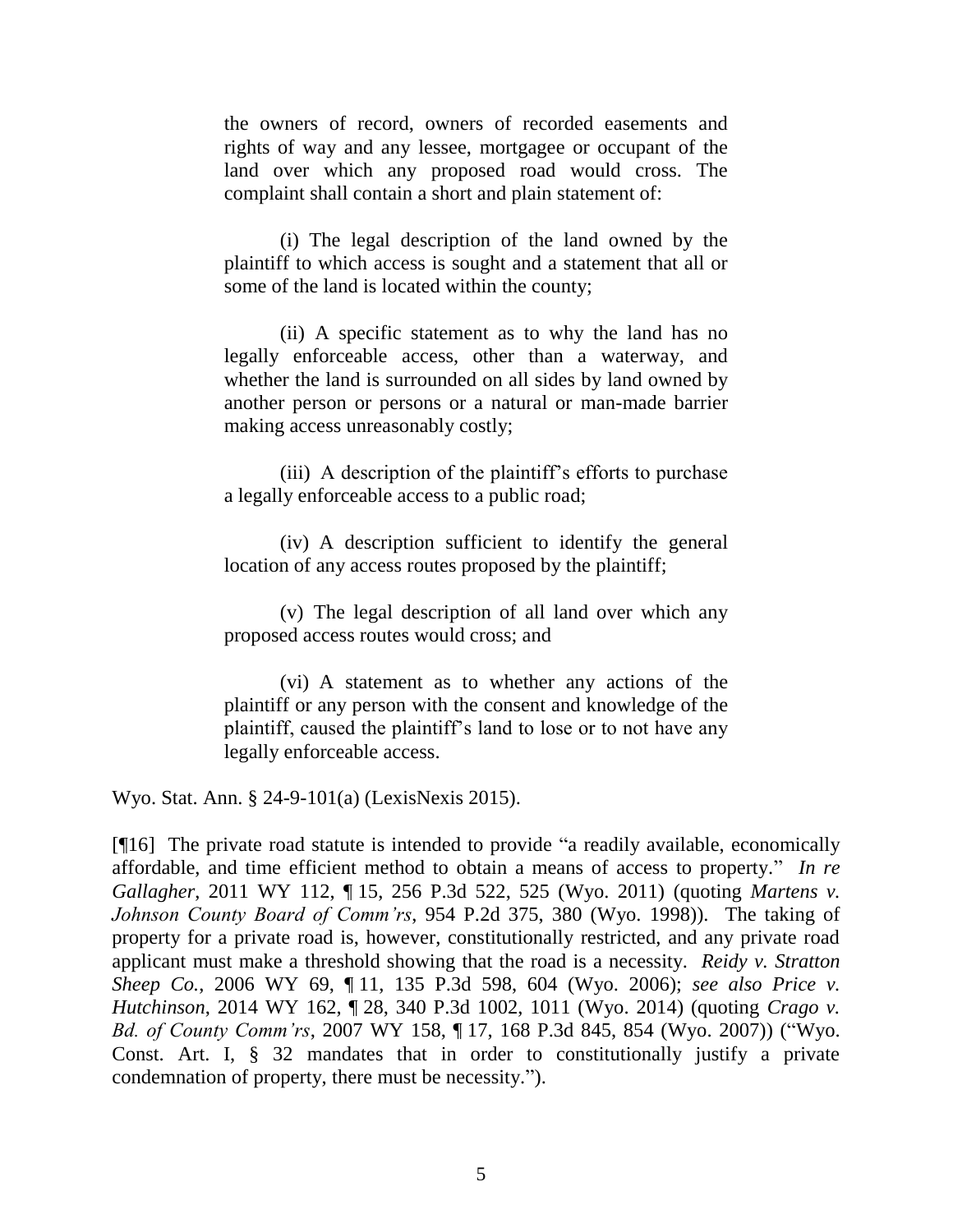> the owners of record, owners of recorded easements and rights of way and any lessee, mortgagee or occupant of the land over which any proposed road would cross. The complaint shall contain a short and plain statement of:
>
> (i) The legal description of the land owned by the plaintiff to which access is sought and a statement that all or some of the land is located within the county;
>
> (ii) A specific statement as to why the land has no legally enforceable access, other than a waterway, and whether the land is surrounded on all sides by land owned by another person or persons or a natural or man-made barrier making access unreasonably costly;
>
> (iii) A description of the plaintiff's efforts to purchase a legally enforceable access to a public road;
>
> (iv) A description sufficient to identify the general location of any access routes proposed by the plaintiff;
>
> (v) The legal description of all land over which any proposed access routes would cross; and
>
> (vi) A statement as to whether any actions of the plaintiff or any person with the consent and knowledge of the plaintiff, caused the plaintiff's land to lose or to not have any legally enforceable access.

Wyo. Stat. Ann. § 24-9-101(a) (LexisNexis 2015).

[¶16] The private road statute is intended to provide "a readily available, economically affordable, and time efficient method to obtain a means of access to property." *In re Gallagher*, 2011 WY 112, ¶ 15, 256 P.3d 522, 525 (Wyo. 2011) (quoting *Martens v. Johnson County Board of Comm'rs*, 954 P.2d 375, 380 (Wyo. 1998)). The taking of property for a private road is, however, constitutionally restricted, and any private road applicant must make a threshold showing that the road is a necessity. *Reidy v. Stratton Sheep Co.*, 2006 WY 69, ¶ 11, 135 P.3d 598, 604 (Wyo. 2006); *see also Price v. Hutchinson*, 2014 WY 162, ¶ 28, 340 P.3d 1002, 1011 (Wyo. 2014) (quoting *Crago v. Bd. of County Comm'rs*, 2007 WY 158, ¶ 17, 168 P.3d 845, 854 (Wyo. 2007)) ("Wyo. Const. Art. I, § 32 mandates that in order to constitutionally justify a private condemnation of property, there must be necessity.").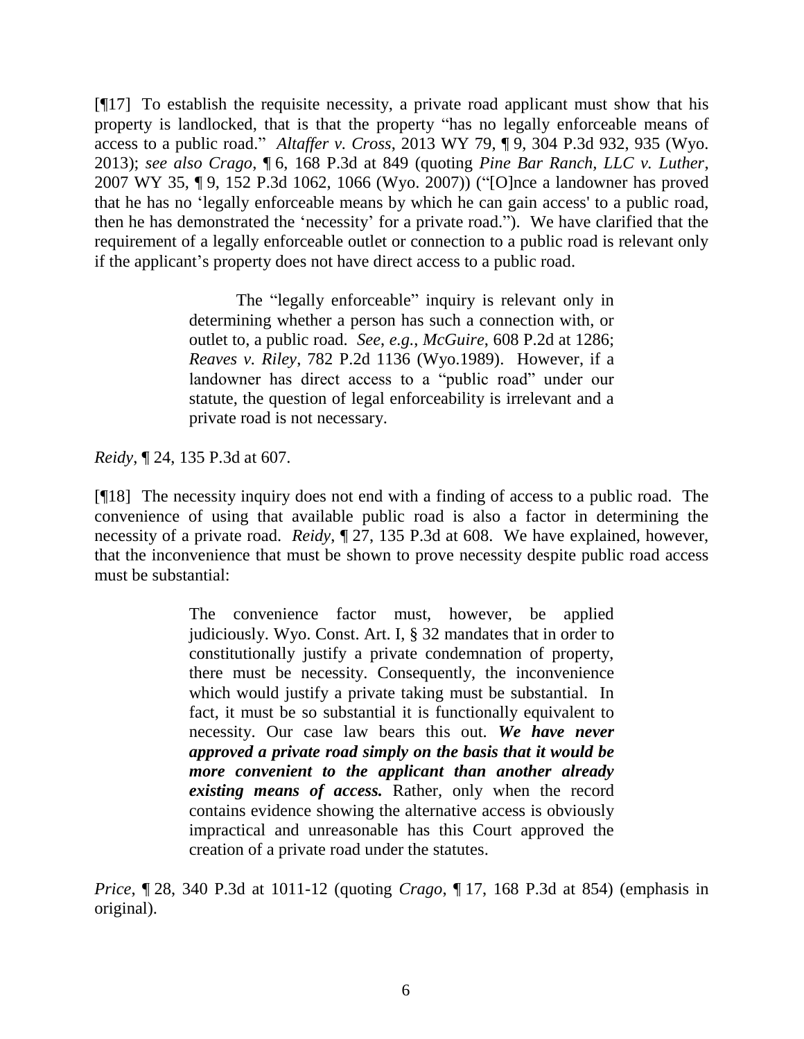[¶17] To establish the requisite necessity, a private road applicant must show that his property is landlocked, that is that the property "has no legally enforceable means of access to a public road." *Altaffer v. Cross*, 2013 WY 79, ¶ 9, 304 P.3d 932, 935 (Wyo. 2013); *see also Crago*, ¶ 6, 168 P.3d at 849 (quoting *Pine Bar Ranch, LLC v. Luther*, 2007 WY 35, ¶ 9, 152 P.3d 1062, 1066 (Wyo. 2007)) ("[O]nce a landowner has proved that he has no 'legally enforceable means by which he can gain access' to a public road, then he has demonstrated the 'necessity' for a private road."). We have clarified that the requirement of a legally enforceable outlet or connection to a public road is relevant only if the applicant's property does not have direct access to a public road.

> The "legally enforceable" inquiry is relevant only in determining whether a person has such a connection with, or outlet to, a public road. *See, e.g.*, *McGuire*, 608 P.2d at 1286; *Reaves v. Riley*, 782 P.2d 1136 (Wyo.1989). However, if a landowner has direct access to a "public road" under our statute, the question of legal enforceability is irrelevant and a private road is not necessary.

*Reidy*, ¶ 24, 135 P.3d at 607.

[¶18] The necessity inquiry does not end with a finding of access to a public road. The convenience of using that available public road is also a factor in determining the necessity of a private road. *Reidy*, ¶ 27, 135 P.3d at 608. We have explained, however, that the inconvenience that must be shown to prove necessity despite public road access must be substantial:

> The convenience factor must, however, be applied judiciously. Wyo. Const. Art. I, § 32 mandates that in order to constitutionally justify a private condemnation of property, there must be necessity. Consequently, the inconvenience which would justify a private taking must be substantial. In fact, it must be so substantial it is functionally equivalent to necessity. Our case law bears this out. ***We have never approved a private road simply on the basis that it would be more convenient to the applicant than another already existing means of access.*** Rather, only when the record contains evidence showing the alternative access is obviously impractical and unreasonable has this Court approved the creation of a private road under the statutes.

*Price*, ¶ 28, 340 P.3d at 1011-12 (quoting *Crago*, ¶ 17, 168 P.3d at 854) (emphasis in original).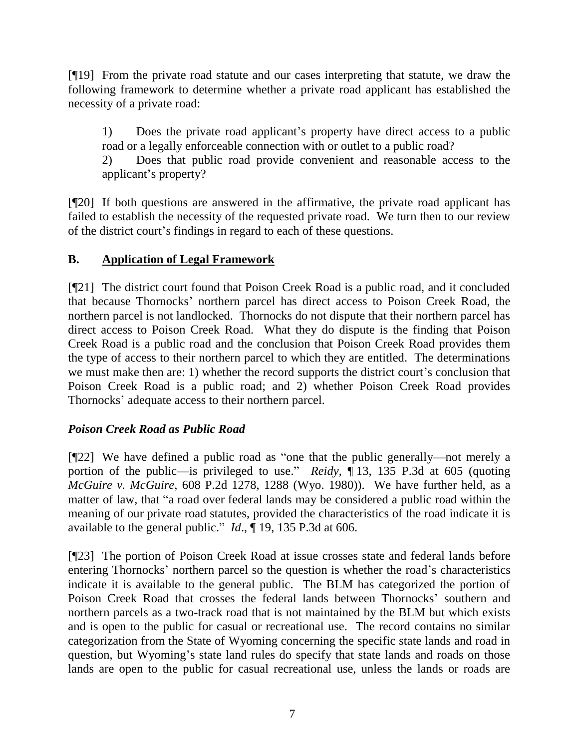[¶19] From the private road statute and our cases interpreting that statute, we draw the following framework to determine whether a private road applicant has established the necessity of a private road:

> 1) Does the private road applicant's property have direct access to a public road or a legally enforceable connection with or outlet to a public road?
>
> 2) Does that public road provide convenient and reasonable access to the applicant's property?

[¶20] If both questions are answered in the affirmative, the private road applicant has failed to establish the necessity of the requested private road. We turn then to our review of the district court's findings in regard to each of these questions.

## B. Application of Legal Framework

[¶21] The district court found that Poison Creek Road is a public road, and it concluded that because Thornocks' northern parcel has direct access to Poison Creek Road, the northern parcel is not landlocked. Thornocks do not dispute that their northern parcel has direct access to Poison Creek Road. What they do dispute is the finding that Poison Creek Road is a public road and the conclusion that Poison Creek Road provides them the type of access to their northern parcel to which they are entitled. The determinations we must make then are: 1) whether the record supports the district court's conclusion that Poison Creek Road is a public road; and 2) whether Poison Creek Road provides Thornocks' adequate access to their northern parcel.

### *Poison Creek Road as Public Road*

[¶22] We have defined a public road as "one that the public generally—not merely a portion of the public—is privileged to use." *Reidy*, ¶ 13, 135 P.3d at 605 (quoting *McGuire v. McGuire*, 608 P.2d 1278, 1288 (Wyo. 1980)). We have further held, as a matter of law, that "a road over federal lands may be considered a public road within the meaning of our private road statutes, provided the characteristics of the road indicate it is available to the general public." *Id*., ¶ 19, 135 P.3d at 606.

[¶23] The portion of Poison Creek Road at issue crosses state and federal lands before entering Thornocks' northern parcel so the question is whether the road's characteristics indicate it is available to the general public. The BLM has categorized the portion of Poison Creek Road that crosses the federal lands between Thornocks' southern and northern parcels as a two-track road that is not maintained by the BLM but which exists and is open to the public for casual or recreational use. The record contains no similar categorization from the State of Wyoming concerning the specific state lands and road in question, but Wyoming's state land rules do specify that state lands and roads on those lands are open to the public for casual recreational use, unless the lands or roads are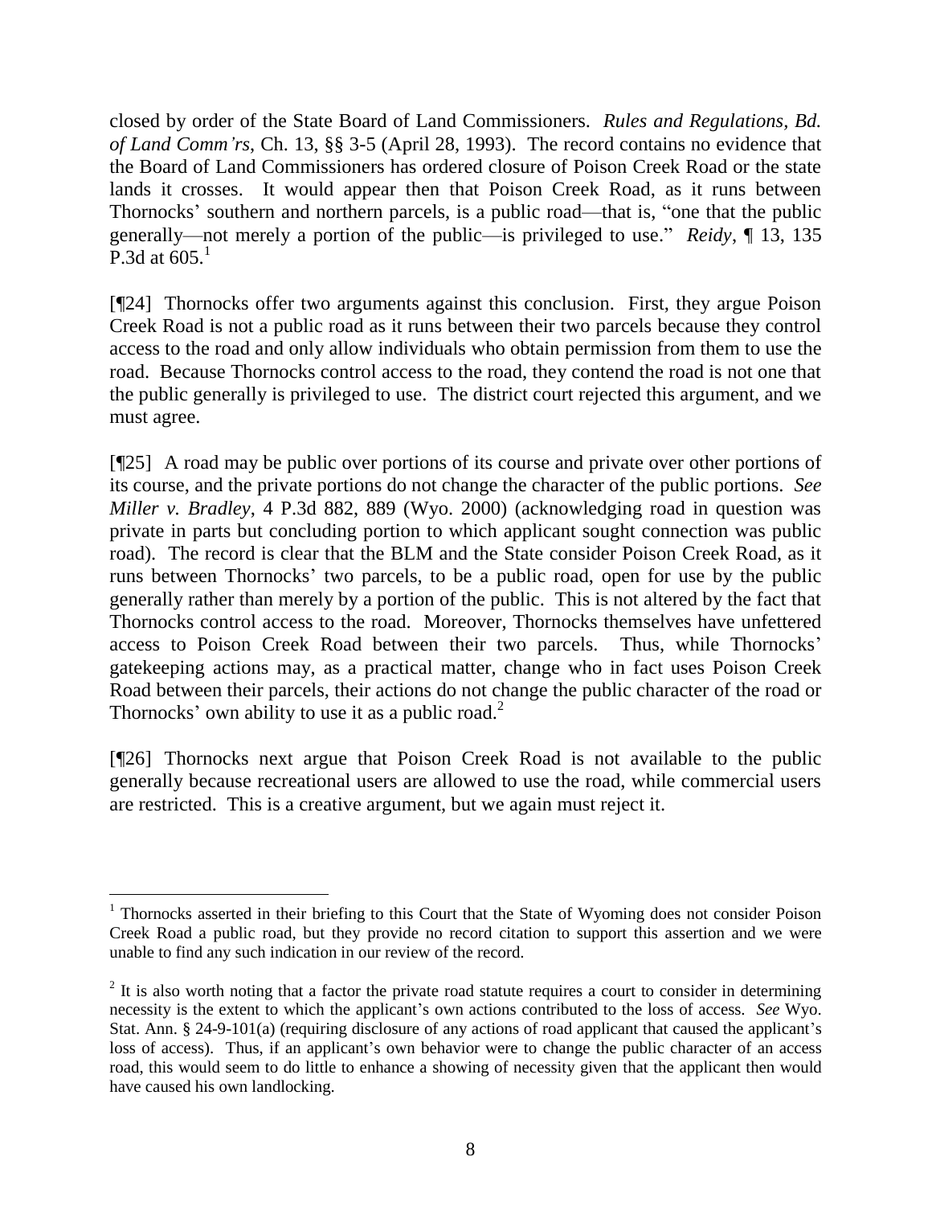closed by order of the State Board of Land Commissioners. *Rules and Regulations, Bd. of Land Comm'rs*, Ch. 13, §§ 3-5 (April 28, 1993). The record contains no evidence that the Board of Land Commissioners has ordered closure of Poison Creek Road or the state lands it crosses. It would appear then that Poison Creek Road, as it runs between Thornocks' southern and northern parcels, is a public road—that is, "one that the public generally—not merely a portion of the public—is privileged to use." *Reidy*, ¶ 13, 135 P.3d at 605.[1]

[¶24] Thornocks offer two arguments against this conclusion. First, they argue Poison Creek Road is not a public road as it runs between their two parcels because they control access to the road and only allow individuals who obtain permission from them to use the road. Because Thornocks control access to the road, they contend the road is not one that the public generally is privileged to use. The district court rejected this argument, and we must agree.

[¶25] A road may be public over portions of its course and private over other portions of its course, and the private portions do not change the character of the public portions. *See Miller v. Bradley*, 4 P.3d 882, 889 (Wyo. 2000) (acknowledging road in question was private in parts but concluding portion to which applicant sought connection was public road). The record is clear that the BLM and the State consider Poison Creek Road, as it runs between Thornocks' two parcels, to be a public road, open for use by the public generally rather than merely by a portion of the public. This is not altered by the fact that Thornocks control access to the road. Moreover, Thornocks themselves have unfettered access to Poison Creek Road between their two parcels. Thus, while Thornocks' gatekeeping actions may, as a practical matter, change who in fact uses Poison Creek Road between their parcels, their actions do not change the public character of the road or Thornocks' own ability to use it as a public road.[2]

[¶26] Thornocks next argue that Poison Creek Road is not available to the public generally because recreational users are allowed to use the road, while commercial users are restricted. This is a creative argument, but we again must reject it.

---

[1] Thornocks asserted in their briefing to this Court that the State of Wyoming does not consider Poison Creek Road a public road, but they provide no record citation to support this assertion and we were unable to find any such indication in our review of the record.

[2] It is also worth noting that a factor the private road statute requires a court to consider in determining necessity is the extent to which the applicant's own actions contributed to the loss of access. *See* Wyo. Stat. Ann. § 24-9-101(a) (requiring disclosure of any actions of road applicant that caused the applicant's loss of access). Thus, if an applicant's own behavior were to change the public character of an access road, this would seem to do little to enhance a showing of necessity given that the applicant then would have caused his own landlocking.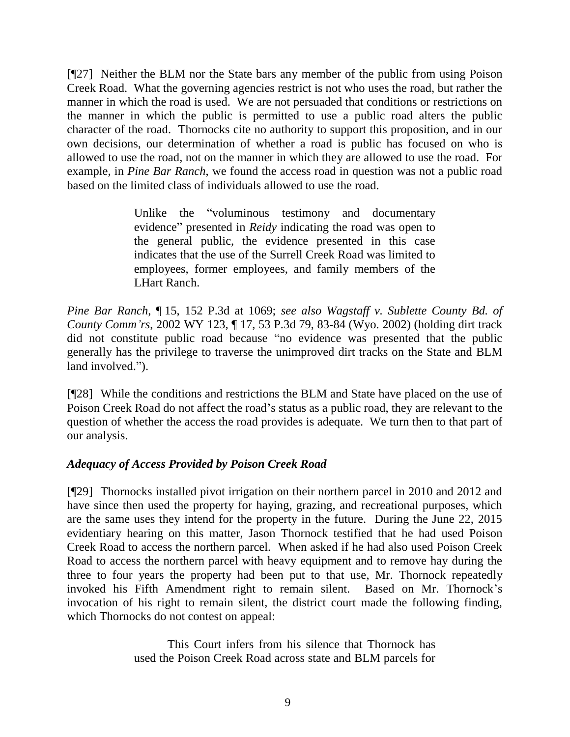[¶27] Neither the BLM nor the State bars any member of the public from using Poison Creek Road. What the governing agencies restrict is not who uses the road, but rather the manner in which the road is used. We are not persuaded that conditions or restrictions on the manner in which the public is permitted to use a public road alters the public character of the road. Thornocks cite no authority to support this proposition, and in our own decisions, our determination of whether a road is public has focused on who is allowed to use the road, not on the manner in which they are allowed to use the road. For example, in *Pine Bar Ranch*, we found the access road in question was not a public road based on the limited class of individuals allowed to use the road.

> Unlike the "voluminous testimony and documentary evidence" presented in *Reidy* indicating the road was open to the general public, the evidence presented in this case indicates that the use of the Surrell Creek Road was limited to employees, former employees, and family members of the LHart Ranch.

*Pine Bar Ranch*, ¶ 15, 152 P.3d at 1069; *see also Wagstaff v. Sublette County Bd. of County Comm'rs*, 2002 WY 123, ¶ 17, 53 P.3d 79, 83-84 (Wyo. 2002) (holding dirt track did not constitute public road because "no evidence was presented that the public generally has the privilege to traverse the unimproved dirt tracks on the State and BLM land involved.").

[¶28] While the conditions and restrictions the BLM and State have placed on the use of Poison Creek Road do not affect the road's status as a public road, they are relevant to the question of whether the access the road provides is adequate. We turn then to that part of our analysis.

### *Adequacy of Access Provided by Poison Creek Road*

[¶29] Thornocks installed pivot irrigation on their northern parcel in 2010 and 2012 and have since then used the property for haying, grazing, and recreational purposes, which are the same uses they intend for the property in the future. During the June 22, 2015 evidentiary hearing on this matter, Jason Thornock testified that he had used Poison Creek Road to access the northern parcel. When asked if he had also used Poison Creek Road to access the northern parcel with heavy equipment and to remove hay during the three to four years the property had been put to that use, Mr. Thornock repeatedly invoked his Fifth Amendment right to remain silent. Based on Mr. Thornock's invocation of his right to remain silent, the district court made the following finding, which Thornocks do not contest on appeal:

> This Court infers from his silence that Thornock has used the Poison Creek Road across state and BLM parcels for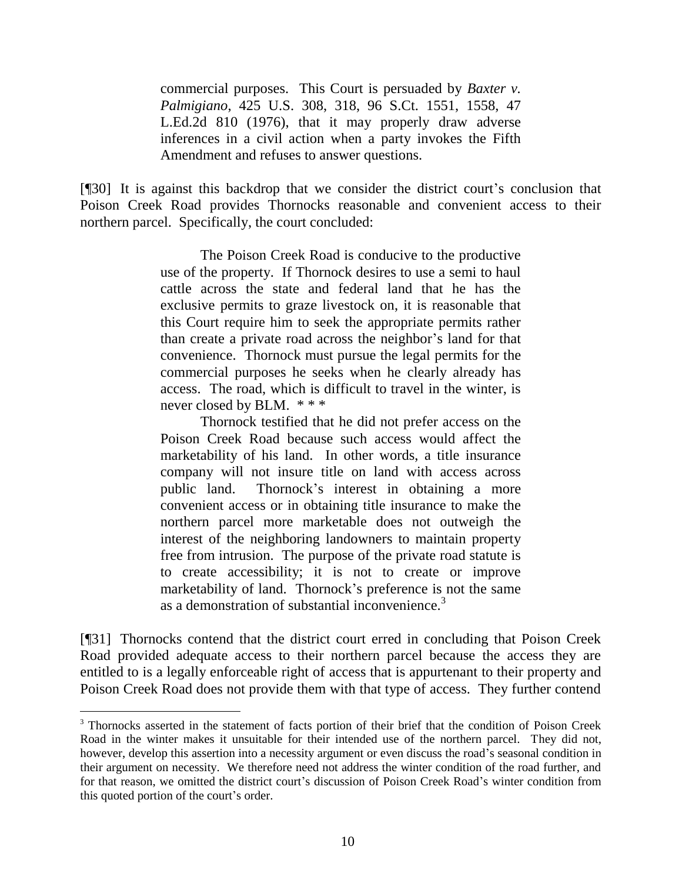> commercial purposes. This Court is persuaded by *Baxter v. Palmigiano*, 425 U.S. 308, 318, 96 S.Ct. 1551, 1558, 47 L.Ed.2d 810 (1976), that it may properly draw adverse inferences in a civil action when a party invokes the Fifth Amendment and refuses to answer questions.

[¶30] It is against this backdrop that we consider the district court's conclusion that Poison Creek Road provides Thornocks reasonable and convenient access to their northern parcel. Specifically, the court concluded:

> The Poison Creek Road is conducive to the productive use of the property. If Thornock desires to use a semi to haul cattle across the state and federal land that he has the exclusive permits to graze livestock on, it is reasonable that this Court require him to seek the appropriate permits rather than create a private road across the neighbor's land for that convenience. Thornock must pursue the legal permits for the commercial purposes he seeks when he clearly already has access. The road, which is difficult to travel in the winter, is never closed by BLM. * * *
>
> Thornock testified that he did not prefer access on the Poison Creek Road because such access would affect the marketability of his land. In other words, a title insurance company will not insure title on land with access across public land. Thornock's interest in obtaining a more convenient access or in obtaining title insurance to make the northern parcel more marketable does not outweigh the interest of the neighboring landowners to maintain property free from intrusion. The purpose of the private road statute is to create accessibility; it is not to create or improve marketability of land. Thornock's preference is not the same as a demonstration of substantial inconvenience.[3]

[¶31] Thornocks contend that the district court erred in concluding that Poison Creek Road provided adequate access to their northern parcel because the access they are entitled to is a legally enforceable right of access that is appurtenant to their property and Poison Creek Road does not provide them with that type of access. They further contend

---

[3] Thornocks asserted in the statement of facts portion of their brief that the condition of Poison Creek Road in the winter makes it unsuitable for their intended use of the northern parcel. They did not, however, develop this assertion into a necessity argument or even discuss the road's seasonal condition in their argument on necessity. We therefore need not address the winter condition of the road further, and for that reason, we omitted the district court's discussion of Poison Creek Road's winter condition from this quoted portion of the court's order.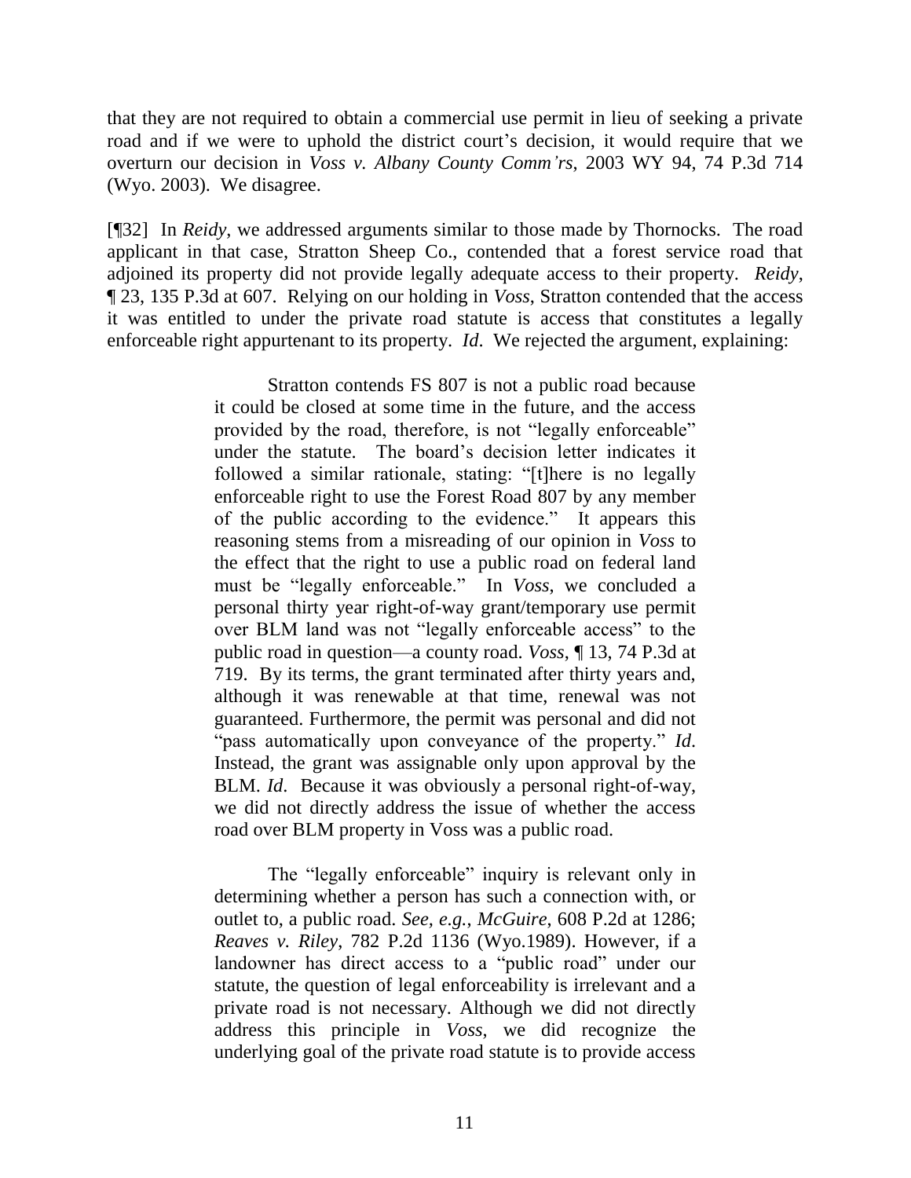that they are not required to obtain a commercial use permit in lieu of seeking a private road and if we were to uphold the district court's decision, it would require that we overturn our decision in *Voss v. Albany County Comm'rs*, 2003 WY 94, 74 P.3d 714 (Wyo. 2003). We disagree.

[¶32] In *Reidy*, we addressed arguments similar to those made by Thornocks. The road applicant in that case, Stratton Sheep Co., contended that a forest service road that adjoined its property did not provide legally adequate access to their property. *Reidy*, ¶ 23, 135 P.3d at 607. Relying on our holding in *Voss*, Stratton contended that the access it was entitled to under the private road statute is access that constitutes a legally enforceable right appurtenant to its property. *Id*. We rejected the argument, explaining:

> Stratton contends FS 807 is not a public road because it could be closed at some time in the future, and the access provided by the road, therefore, is not "legally enforceable" under the statute. The board's decision letter indicates it followed a similar rationale, stating: "[t]here is no legally enforceable right to use the Forest Road 807 by any member of the public according to the evidence." It appears this reasoning stems from a misreading of our opinion in *Voss* to the effect that the right to use a public road on federal land must be "legally enforceable." In *Voss*, we concluded a personal thirty year right-of-way grant/temporary use permit over BLM land was not "legally enforceable access" to the public road in question—a county road. *Voss*, ¶ 13, 74 P.3d at 719. By its terms, the grant terminated after thirty years and, although it was renewable at that time, renewal was not guaranteed. Furthermore, the permit was personal and did not "pass automatically upon conveyance of the property." *Id*. Instead, the grant was assignable only upon approval by the BLM. *Id*. Because it was obviously a personal right-of-way, we did not directly address the issue of whether the access road over BLM property in Voss was a public road.
>
> The "legally enforceable" inquiry is relevant only in determining whether a person has such a connection with, or outlet to, a public road. *See, e.g.*, *McGuire*, 608 P.2d at 1286; *Reaves v. Riley*, 782 P.2d 1136 (Wyo.1989). However, if a landowner has direct access to a "public road" under our statute, the question of legal enforceability is irrelevant and a private road is not necessary. Although we did not directly address this principle in *Voss*, we did recognize the underlying goal of the private road statute is to provide access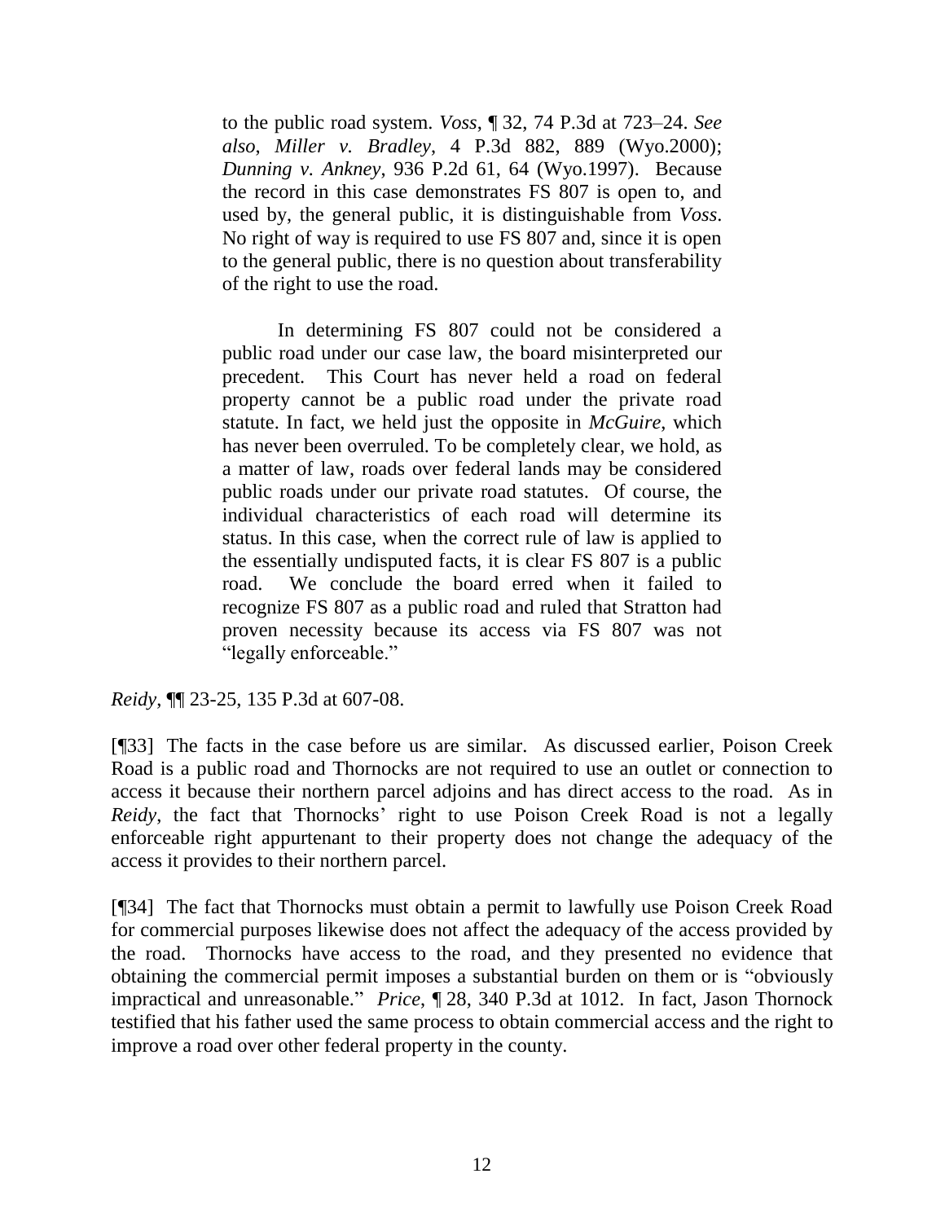> to the public road system. *Voss*, ¶ 32, 74 P.3d at 723–24. *See also*, *Miller v. Bradley*, 4 P.3d 882, 889 (Wyo.2000); *Dunning v. Ankney*, 936 P.2d 61, 64 (Wyo.1997). Because the record in this case demonstrates FS 807 is open to, and used by, the general public, it is distinguishable from *Voss*. No right of way is required to use FS 807 and, since it is open to the general public, there is no question about transferability of the right to use the road.
>
> In determining FS 807 could not be considered a public road under our case law, the board misinterpreted our precedent. This Court has never held a road on federal property cannot be a public road under the private road statute. In fact, we held just the opposite in *McGuire*, which has never been overruled. To be completely clear, we hold, as a matter of law, roads over federal lands may be considered public roads under our private road statutes. Of course, the individual characteristics of each road will determine its status. In this case, when the correct rule of law is applied to the essentially undisputed facts, it is clear FS 807 is a public road. We conclude the board erred when it failed to recognize FS 807 as a public road and ruled that Stratton had proven necessity because its access via FS 807 was not "legally enforceable."

*Reidy*, ¶¶ 23-25, 135 P.3d at 607-08.

[¶33] The facts in the case before us are similar. As discussed earlier, Poison Creek Road is a public road and Thornocks are not required to use an outlet or connection to access it because their northern parcel adjoins and has direct access to the road. As in *Reidy*, the fact that Thornocks' right to use Poison Creek Road is not a legally enforceable right appurtenant to their property does not change the adequacy of the access it provides to their northern parcel.

[¶34] The fact that Thornocks must obtain a permit to lawfully use Poison Creek Road for commercial purposes likewise does not affect the adequacy of the access provided by the road. Thornocks have access to the road, and they presented no evidence that obtaining the commercial permit imposes a substantial burden on them or is "obviously impractical and unreasonable." *Price*, ¶ 28, 340 P.3d at 1012. In fact, Jason Thornock testified that his father used the same process to obtain commercial access and the right to improve a road over other federal property in the county.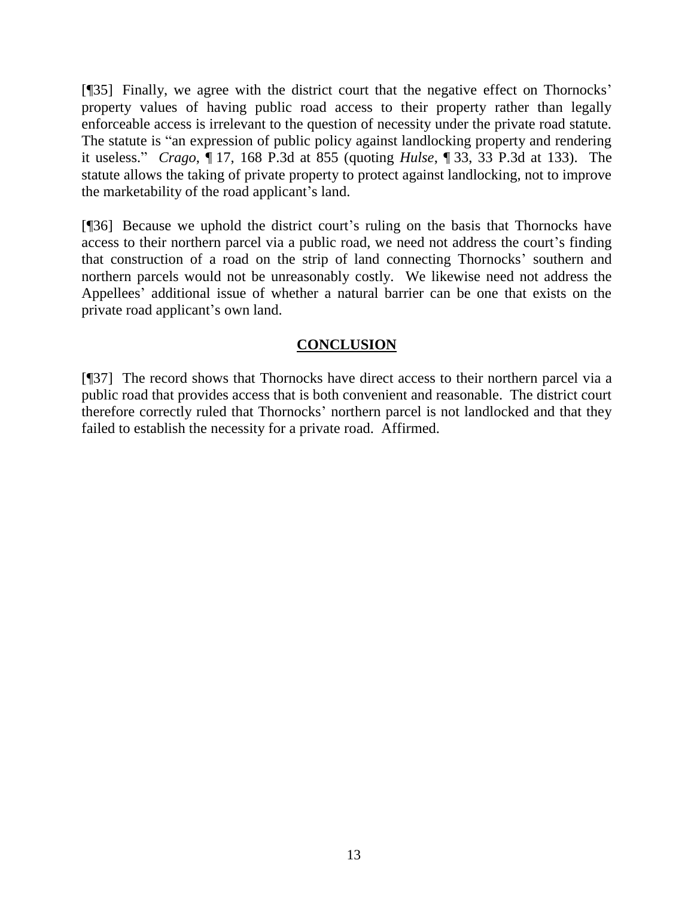[¶35] Finally, we agree with the district court that the negative effect on Thornocks' property values of having public road access to their property rather than legally enforceable access is irrelevant to the question of necessity under the private road statute. The statute is "an expression of public policy against landlocking property and rendering it useless." *Crago*, ¶ 17, 168 P.3d at 855 (quoting *Hulse*, ¶ 33, 33 P.3d at 133). The statute allows the taking of private property to protect against landlocking, not to improve the marketability of the road applicant's land.

[¶36] Because we uphold the district court's ruling on the basis that Thornocks have access to their northern parcel via a public road, we need not address the court's finding that construction of a road on the strip of land connecting Thornocks' southern and northern parcels would not be unreasonably costly. We likewise need not address the Appellees' additional issue of whether a natural barrier can be one that exists on the private road applicant's own land.

## **CONCLUSION**

[¶37] The record shows that Thornocks have direct access to their northern parcel via a public road that provides access that is both convenient and reasonable. The district court therefore correctly ruled that Thornocks' northern parcel is not landlocked and that they failed to establish the necessity for a private road. Affirmed.